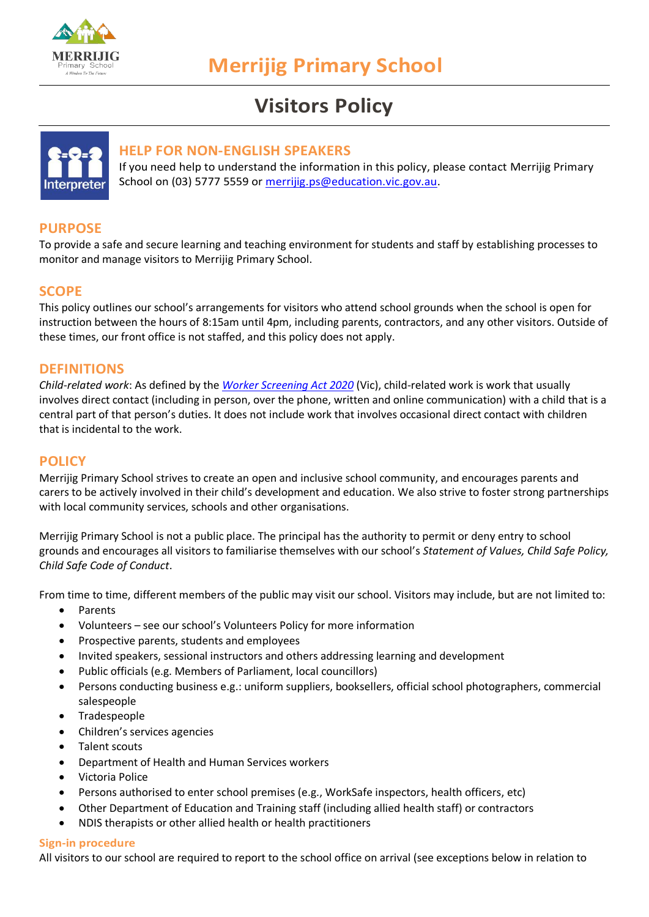# Merrijig Primary School

## Visitors Policy

### HELP FOR NON-ENGLISH SPEAKERS

If you need help to understand the information in this policy, please contact Merrijig Primary School on (03) 5777 5559 or merrijig.ps@education.vic.gov.au.

## PURPOSE

To provide a safe and secure learning and teaching environment for students and staff by establishing processes to monitor and manage visitors to Merrijig Primary School.

## SCOPE

This policy outlines our school's arrangements for visitors who attend school grounds when the school is open for instruction between the hours of 8:15am until 4pm, including parents, contractors, and any other visitors. Outside of these times, our front office is not staffed, and this policy does not apply.

## DEFINITIONS

*Child-related work*: As defined by the *Worker Screening Act 2020* (Vic), child-related work is work that usually involves direct contact (including in person, over the phone, written and online communication) with a child that is a central part of that person's duties. It does not include work that involves occasional direct contact with children that is incidental to the work.

## POLICY

Merrijig Primary School strives to create an open and inclusive school community, and encourages parents and carers to be actively involved in their child's development and education. We also strive to foster strong partnerships with local community services, schools and other organisations.

Merrijig Primary School is not a public place. The principal has the authority to permit or deny entry to school grounds and encourages all visitors to familiarise themselves with our school's *Statement of Values, Child Safe Policy, Child Safe Code of Conduct*.

From time to time, different members of the public may visit our school. Visitors may include, but are not limited to:

- Parents
- Volunteers – see our school's Volunteers Policy for more information
- Prospective parents, students and employees
- Invited speakers, sessional instructors and others addressing learning and development
- Public officials (e.g. Members of Parliament, local councillors)
- Persons conducting business e.g.: uniform suppliers, booksellers, official school photographers, commercial salespeople
- Tradespeople
- Children's services agencies
- Talent scouts
- Department of Health and Human Services workers
- Victoria Police
- Persons authorised to enter school premises (e.g., WorkSafe inspectors, health officers, etc)
- Other Department of Education and Training staff (including allied health staff) or contractors
- NDIS therapists or other allied health or health practitioners

### Sign-in procedure

All visitors to our school are required to report to the school office on arrival (see exceptions below in relation to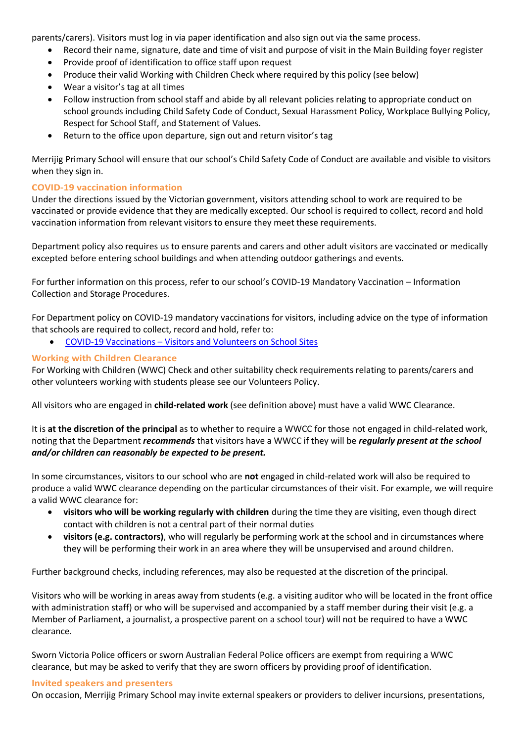parents/carers). Visitors must log in via paper identification and also sign out via the same process.

- Record their name, signature, date and time of visit and purpose of visit in the Main Building foyer register
- Provide proof of identification to office staff upon request
- Produce their valid Working with Children Check where required by this policy (see below)
- Wear a visitor's tag at all times
- Follow instruction from school staff and abide by all relevant policies relating to appropriate conduct on school grounds including Child Safety Code of Conduct, Sexual Harassment Policy, Workplace Bullying Policy, Respect for School Staff, and Statement of Values.
- Return to the office upon departure, sign out and return visitor's tag

Merrijig Primary School will ensure that our school's Child Safety Code of Conduct are available and visible to visitors when they sign in.

### COVID-19 vaccination information

Under the directions issued by the Victorian government, visitors attending school to work are required to be vaccinated or provide evidence that they are medically excepted. Our school is required to collect, record and hold vaccination information from relevant visitors to ensure they meet these requirements.

Department policy also requires us to ensure parents and carers and other adult visitors are vaccinated or medically excepted before entering school buildings and when attending outdoor gatherings and events.

For further information on this process, refer to our school's COVID-19 Mandatory Vaccination – Information Collection and Storage Procedures.

For Department policy on COVID-19 mandatory vaccinations for visitors, including advice on the type of information that schools are required to collect, record and hold, refer to:

- COVID-19 Vaccinations – Visitors and Volunteers on School Sites

### Working with Children Clearance

For Working with Children (WWC) Check and other suitability check requirements relating to parents/carers and other volunteers working with students please see our Volunteers Policy.

All visitors who are engaged in **child-related work** (see definition above) must have a valid WWC Clearance.

It is **at the discretion of the principal** as to whether to require a WWCC for those not engaged in child-related work, noting that the Department ***recommends*** that visitors have a WWCC if they will be ***regularly present at the school and/or children can reasonably be expected to be present.***

In some circumstances, visitors to our school who are **not** engaged in child-related work will also be required to produce a valid WWC clearance depending on the particular circumstances of their visit. For example, we will require a valid WWC clearance for:

- **visitors who will be working regularly with children** during the time they are visiting, even though direct contact with children is not a central part of their normal duties
- **visitors (e.g. contractors)**, who will regularly be performing work at the school and in circumstances where they will be performing their work in an area where they will be unsupervised and around children.

Further background checks, including references, may also be requested at the discretion of the principal.

Visitors who will be working in areas away from students (e.g. a visiting auditor who will be located in the front office with administration staff) or who will be supervised and accompanied by a staff member during their visit (e.g. a Member of Parliament, a journalist, a prospective parent on a school tour) will not be required to have a WWC clearance.

Sworn Victoria Police officers or sworn Australian Federal Police officers are exempt from requiring a WWC clearance, but may be asked to verify that they are sworn officers by providing proof of identification.

### Invited speakers and presenters

On occasion, Merrijig Primary School may invite external speakers or providers to deliver incursions, presentations,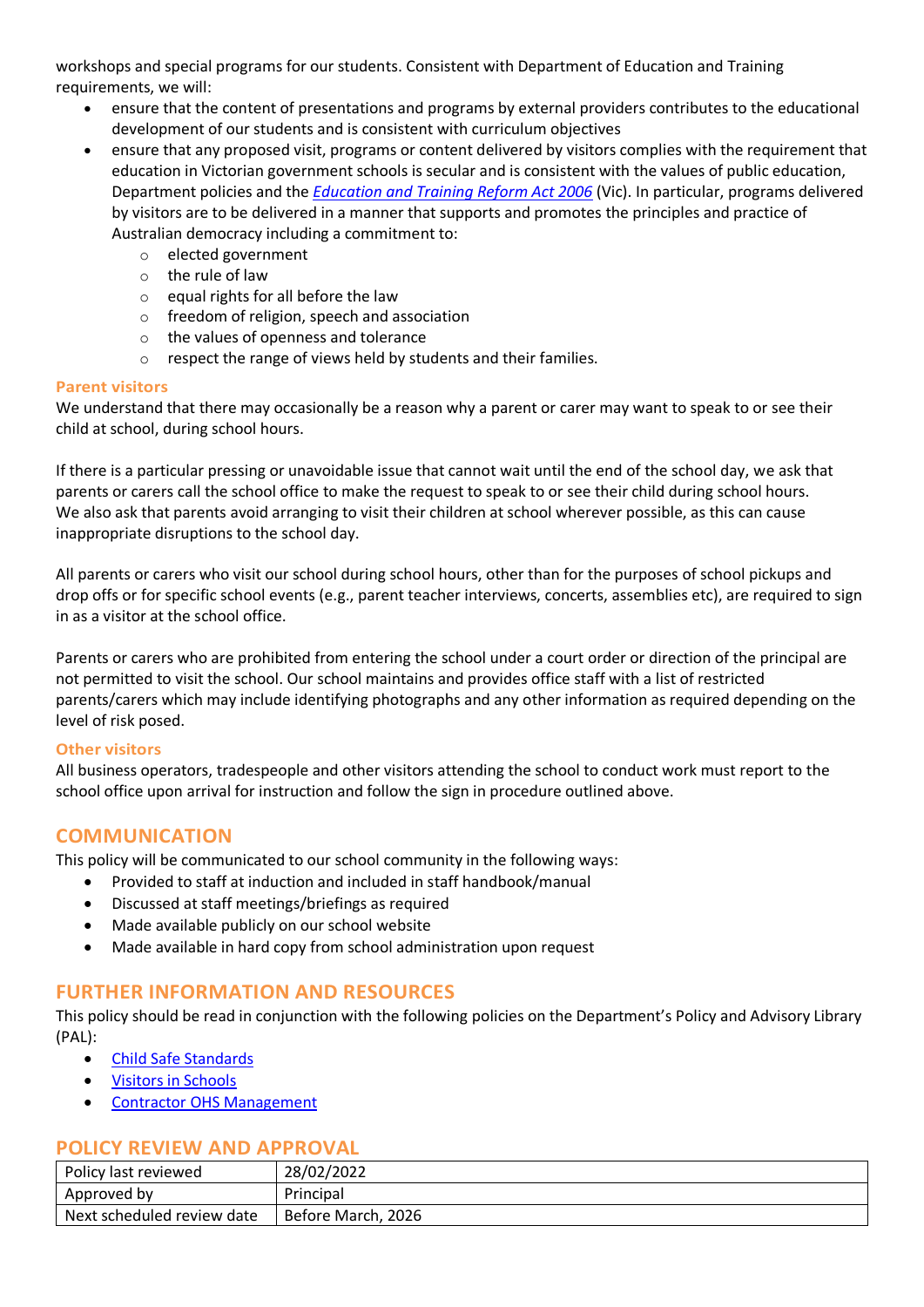workshops and special programs for our students. Consistent with Department of Education and Training requirements, we will:

- ensure that the content of presentations and programs by external providers contributes to the educational development of our students and is consistent with curriculum objectives
- ensure that any proposed visit, programs or content delivered by visitors complies with the requirement that education in Victorian government schools is secular and is consistent with the values of public education, Department policies and the *Education and Training Reform Act 2006* (Vic). In particular, programs delivered by visitors are to be delivered in a manner that supports and promotes the principles and practice of Australian democracy including a commitment to:
  - elected government
  - the rule of law
  - equal rights for all before the law
  - freedom of religion, speech and association
  - the values of openness and tolerance
  - respect the range of views held by students and their families.

### Parent visitors

We understand that there may occasionally be a reason why a parent or carer may want to speak to or see their child at school, during school hours.

If there is a particular pressing or unavoidable issue that cannot wait until the end of the school day, we ask that parents or carers call the school office to make the request to speak to or see their child during school hours. We also ask that parents avoid arranging to visit their children at school wherever possible, as this can cause inappropriate disruptions to the school day.

All parents or carers who visit our school during school hours, other than for the purposes of school pickups and drop offs or for specific school events (e.g., parent teacher interviews, concerts, assemblies etc), are required to sign in as a visitor at the school office.

Parents or carers who are prohibited from entering the school under a court order or direction of the principal are not permitted to visit the school. Our school maintains and provides office staff with a list of restricted parents/carers which may include identifying photographs and any other information as required depending on the level of risk posed.

### Other visitors

All business operators, tradespeople and other visitors attending the school to conduct work must report to the school office upon arrival for instruction and follow the sign in procedure outlined above.

## COMMUNICATION

This policy will be communicated to our school community in the following ways:

- Provided to staff at induction and included in staff handbook/manual
- Discussed at staff meetings/briefings as required
- Made available publicly on our school website
- Made available in hard copy from school administration upon request

## FURTHER INFORMATION AND RESOURCES

This policy should be read in conjunction with the following policies on the Department's Policy and Advisory Library (PAL):

- Child Safe Standards
- Visitors in Schools
- Contractor OHS Management

## POLICY REVIEW AND APPROVAL

| | |
|---|---|
| Policy last reviewed | 28/02/2022 |
| Approved by | Principal |
| Next scheduled review date | Before March, 2026 |